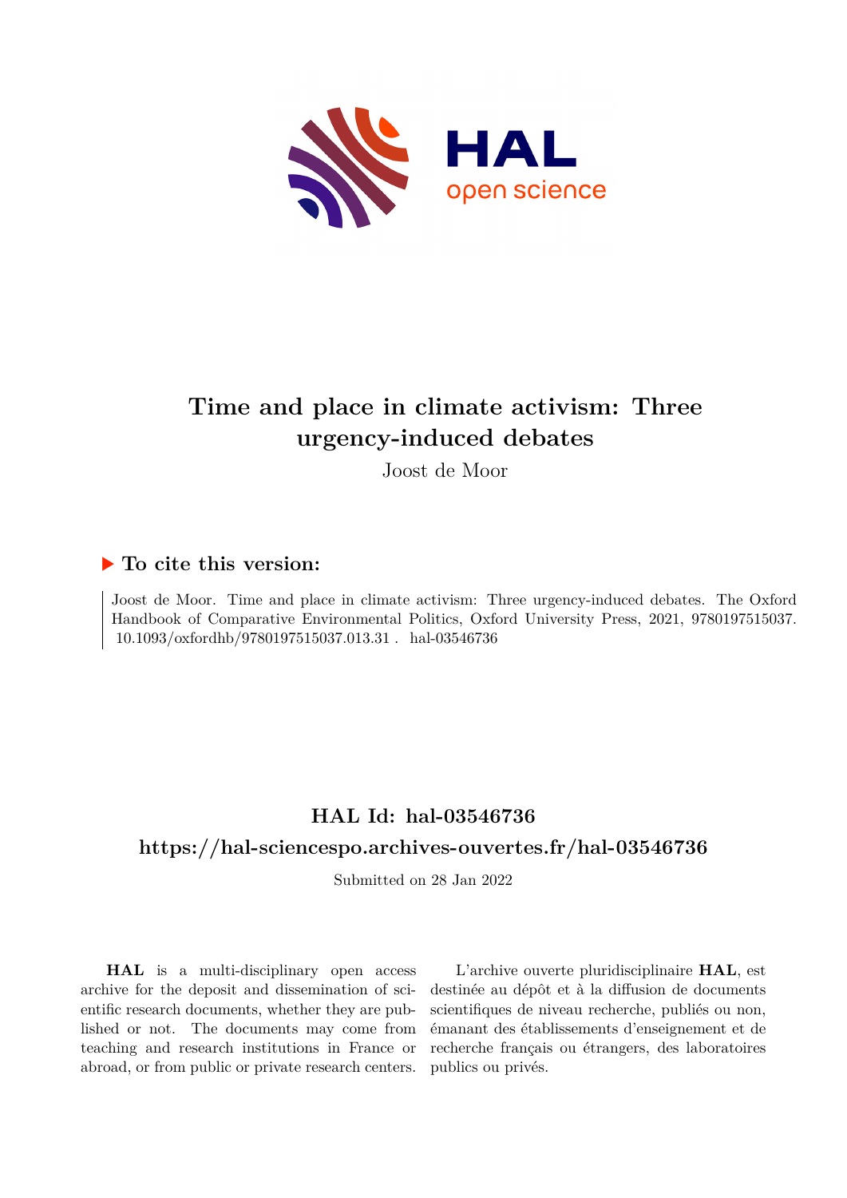# Time and place in climate activism: Three urgency-induced debates

Joost de Moor

## ▶ To cite this version:

Joost de Moor. Time and place in climate activism: Three urgency-induced debates. The Oxford Handbook of Comparative Environmental Politics, Oxford University Press, 2021, 9780197515037. 10.1093/oxfordhb/9780197515037.013.31 . hal-03546736

## HAL Id: hal-03546736

## https://hal-sciencespo.archives-ouvertes.fr/hal-03546736

Submitted on 28 Jan 2022

**HAL** is a multi-disciplinary open access archive for the deposit and dissemination of scientific research documents, whether they are published or not. The documents may come from teaching and research institutions in France or abroad, or from public or private research centers.

L'archive ouverte pluridisciplinaire **HAL**, est destinée au dépôt et à la diffusion de documents scientifiques de niveau recherche, publiés ou non, émanant des établissements d'enseignement et de recherche français ou étrangers, des laboratoires publics ou privés.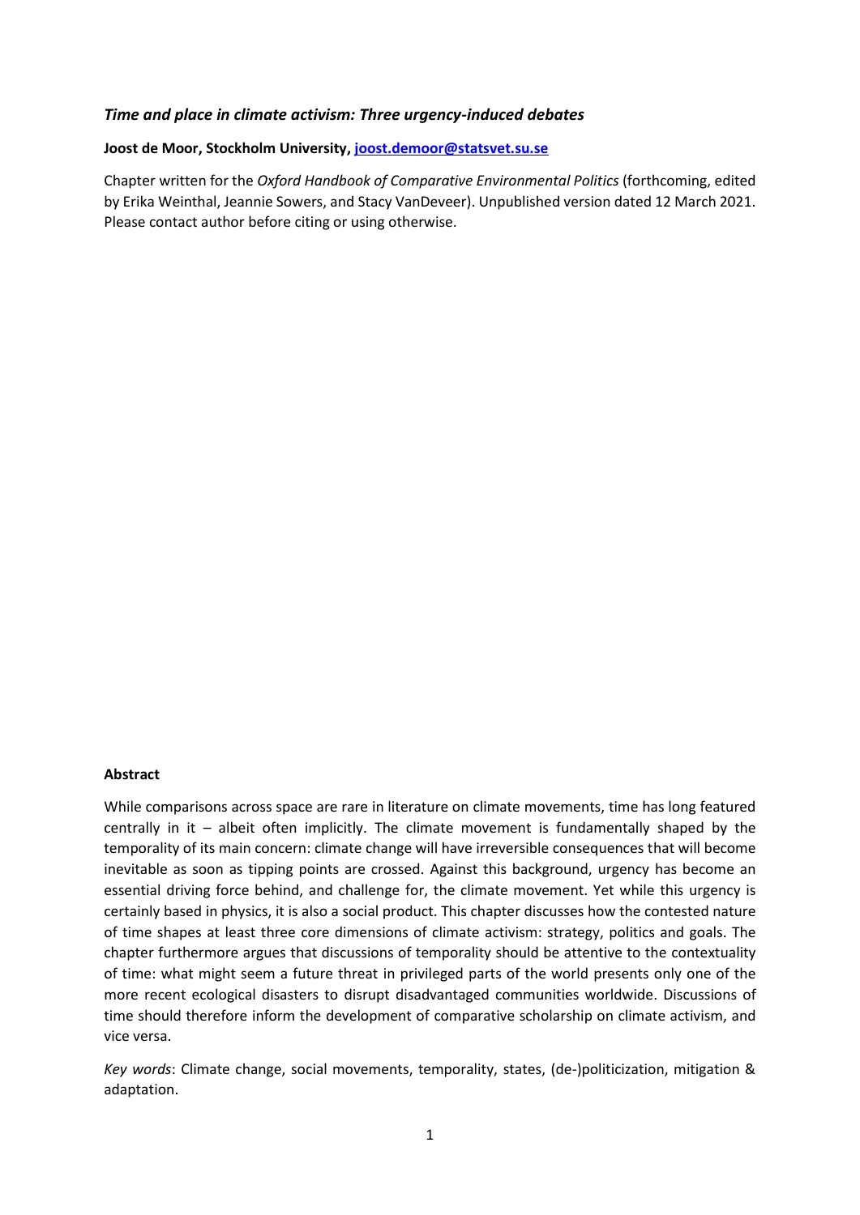### *Time and place in climate activism: Three urgency-induced debates*

**Joost de Moor, Stockholm University, joost.demoor@statsvet.su.se**

Chapter written for the *Oxford Handbook of Comparative Environmental Politics* (forthcoming, edited by Erika Weinthal, Jeannie Sowers, and Stacy VanDeveer). Unpublished version dated 12 March 2021. Please contact author before citing or using otherwise.

**Abstract**

While comparisons across space are rare in literature on climate movements, time has long featured centrally in it – albeit often implicitly. The climate movement is fundamentally shaped by the temporality of its main concern: climate change will have irreversible consequences that will become inevitable as soon as tipping points are crossed. Against this background, urgency has become an essential driving force behind, and challenge for, the climate movement. Yet while this urgency is certainly based in physics, it is also a social product. This chapter discusses how the contested nature of time shapes at least three core dimensions of climate activism: strategy, politics and goals. The chapter furthermore argues that discussions of temporality should be attentive to the contextuality of time: what might seem a future threat in privileged parts of the world presents only one of the more recent ecological disasters to disrupt disadvantaged communities worldwide. Discussions of time should therefore inform the development of comparative scholarship on climate activism, and vice versa.

*Key words*: Climate change, social movements, temporality, states, (de-)politicization, mitigation & adaptation.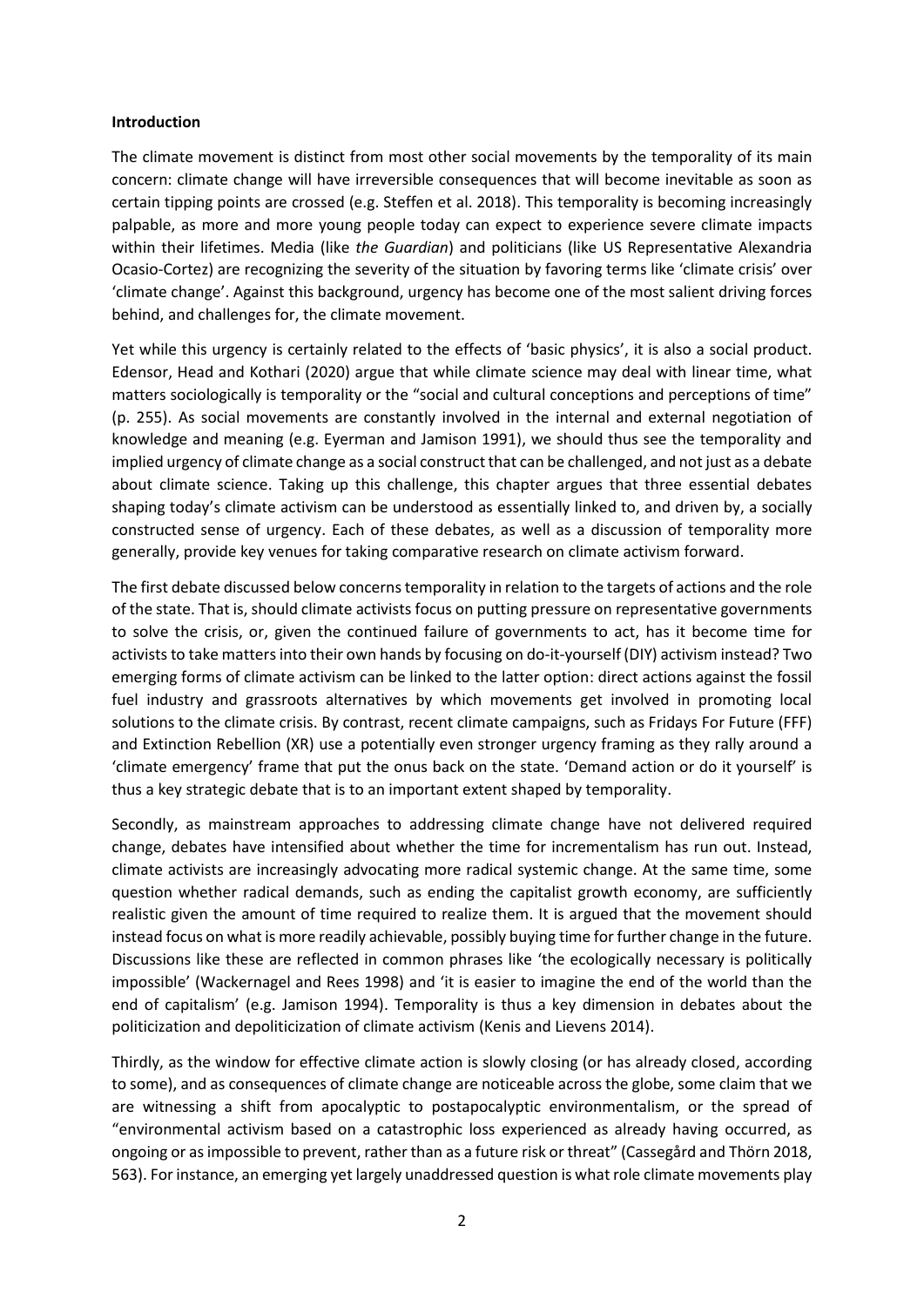**Introduction**

The climate movement is distinct from most other social movements by the temporality of its main concern: climate change will have irreversible consequences that will become inevitable as soon as certain tipping points are crossed (e.g. Steffen et al. 2018). This temporality is becoming increasingly palpable, as more and more young people today can expect to experience severe climate impacts within their lifetimes. Media (like *the Guardian*) and politicians (like US Representative Alexandria Ocasio-Cortez) are recognizing the severity of the situation by favoring terms like 'climate crisis' over 'climate change'. Against this background, urgency has become one of the most salient driving forces behind, and challenges for, the climate movement.

Yet while this urgency is certainly related to the effects of 'basic physics', it is also a social product. Edensor, Head and Kothari (2020) argue that while climate science may deal with linear time, what matters sociologically is temporality or the "social and cultural conceptions and perceptions of time" (p. 255). As social movements are constantly involved in the internal and external negotiation of knowledge and meaning (e.g. Eyerman and Jamison 1991), we should thus see the temporality and implied urgency of climate change as a social construct that can be challenged, and not just as a debate about climate science. Taking up this challenge, this chapter argues that three essential debates shaping today's climate activism can be understood as essentially linked to, and driven by, a socially constructed sense of urgency. Each of these debates, as well as a discussion of temporality more generally, provide key venues for taking comparative research on climate activism forward.

The first debate discussed below concerns temporality in relation to the targets of actions and the role of the state. That is, should climate activists focus on putting pressure on representative governments to solve the crisis, or, given the continued failure of governments to act, has it become time for activists to take matters into their own hands by focusing on do-it-yourself (DIY) activism instead? Two emerging forms of climate activism can be linked to the latter option: direct actions against the fossil fuel industry and grassroots alternatives by which movements get involved in promoting local solutions to the climate crisis. By contrast, recent climate campaigns, such as Fridays For Future (FFF) and Extinction Rebellion (XR) use a potentially even stronger urgency framing as they rally around a 'climate emergency' frame that put the onus back on the state. 'Demand action or do it yourself' is thus a key strategic debate that is to an important extent shaped by temporality.

Secondly, as mainstream approaches to addressing climate change have not delivered required change, debates have intensified about whether the time for incrementalism has run out. Instead, climate activists are increasingly advocating more radical systemic change. At the same time, some question whether radical demands, such as ending the capitalist growth economy, are sufficiently realistic given the amount of time required to realize them. It is argued that the movement should instead focus on what is more readily achievable, possibly buying time for further change in the future. Discussions like these are reflected in common phrases like 'the ecologically necessary is politically impossible' (Wackernagel and Rees 1998) and 'it is easier to imagine the end of the world than the end of capitalism' (e.g. Jamison 1994). Temporality is thus a key dimension in debates about the politicization and depoliticization of climate activism (Kenis and Lievens 2014).

Thirdly, as the window for effective climate action is slowly closing (or has already closed, according to some), and as consequences of climate change are noticeable across the globe, some claim that we are witnessing a shift from apocalyptic to postapocalyptic environmentalism, or the spread of "environmental activism based on a catastrophic loss experienced as already having occurred, as ongoing or as impossible to prevent, rather than as a future risk or threat" (Cassegård and Thörn 2018, 563). For instance, an emerging yet largely unaddressed question is what role climate movements play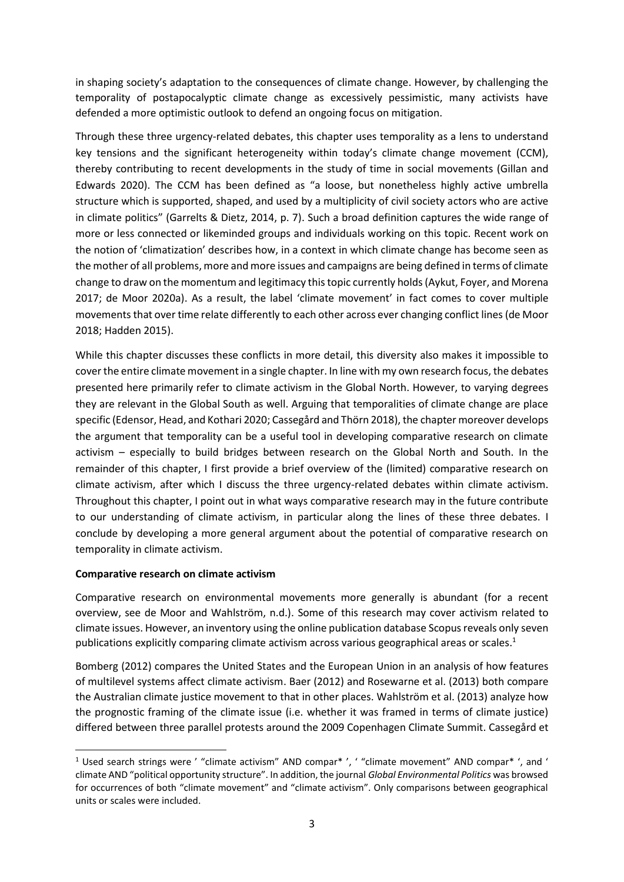in shaping society's adaptation to the consequences of climate change. However, by challenging the temporality of postapocalyptic climate change as excessively pessimistic, many activists have defended a more optimistic outlook to defend an ongoing focus on mitigation.

Through these three urgency-related debates, this chapter uses temporality as a lens to understand key tensions and the significant heterogeneity within today's climate change movement (CCM), thereby contributing to recent developments in the study of time in social movements (Gillan and Edwards 2020). The CCM has been defined as "a loose, but nonetheless highly active umbrella structure which is supported, shaped, and used by a multiplicity of civil society actors who are active in climate politics" (Garrelts & Dietz, 2014, p. 7). Such a broad definition captures the wide range of more or less connected or likeminded groups and individuals working on this topic. Recent work on the notion of 'climatization' describes how, in a context in which climate change has become seen as the mother of all problems, more and more issues and campaigns are being defined in terms of climate change to draw on the momentum and legitimacy this topic currently holds (Aykut, Foyer, and Morena 2017; de Moor 2020a). As a result, the label 'climate movement' in fact comes to cover multiple movements that over time relate differently to each other across ever changing conflict lines (de Moor 2018; Hadden 2015).

While this chapter discusses these conflicts in more detail, this diversity also makes it impossible to cover the entire climate movement in a single chapter. In line with my own research focus, the debates presented here primarily refer to climate activism in the Global North. However, to varying degrees they are relevant in the Global South as well. Arguing that temporalities of climate change are place specific (Edensor, Head, and Kothari 2020; Cassegård and Thörn 2018), the chapter moreover develops the argument that temporality can be a useful tool in developing comparative research on climate activism – especially to build bridges between research on the Global North and South. In the remainder of this chapter, I first provide a brief overview of the (limited) comparative research on climate activism, after which I discuss the three urgency-related debates within climate activism. Throughout this chapter, I point out in what ways comparative research may in the future contribute to our understanding of climate activism, in particular along the lines of these three debates. I conclude by developing a more general argument about the potential of comparative research on temporality in climate activism.

**Comparative research on climate activism**

Comparative research on environmental movements more generally is abundant (for a recent overview, see de Moor and Wahlström, n.d.). Some of this research may cover activism related to climate issues. However, an inventory using the online publication database Scopus reveals only seven publications explicitly comparing climate activism across various geographical areas or scales.[1]

Bomberg (2012) compares the United States and the European Union in an analysis of how features of multilevel systems affect climate activism. Baer (2012) and Rosewarne et al. (2013) both compare the Australian climate justice movement to that in other places. Wahlström et al. (2013) analyze how the prognostic framing of the climate issue (i.e. whether it was framed in terms of climate justice) differed between three parallel protests around the 2009 Copenhagen Climate Summit. Cassegård et

[1] Used search strings were ' "climate activism" AND compar* ', ' "climate movement" AND compar* ', and ' climate AND "political opportunity structure". In addition, the journal *Global Environmental Politics* was browsed for occurrences of both "climate movement" and "climate activism". Only comparisons between geographical units or scales were included.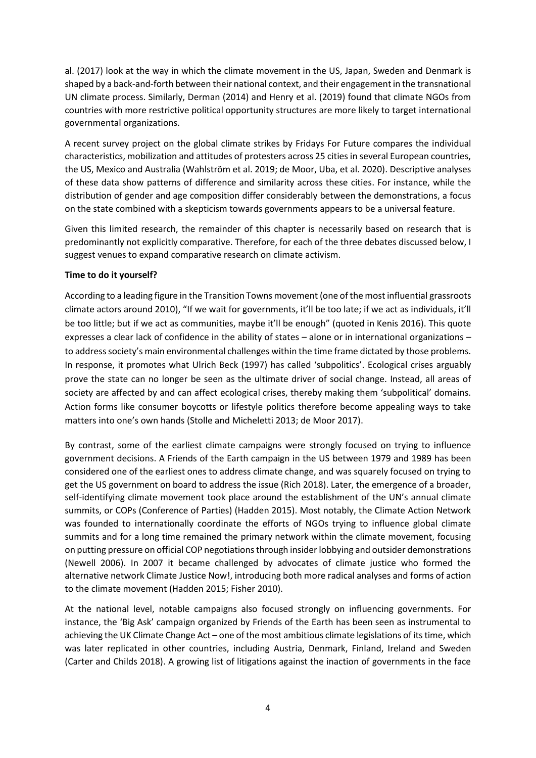al. (2017) look at the way in which the climate movement in the US, Japan, Sweden and Denmark is shaped by a back-and-forth between their national context, and their engagement in the transnational UN climate process. Similarly, Derman (2014) and Henry et al. (2019) found that climate NGOs from countries with more restrictive political opportunity structures are more likely to target international governmental organizations.

A recent survey project on the global climate strikes by Fridays For Future compares the individual characteristics, mobilization and attitudes of protesters across 25 cities in several European countries, the US, Mexico and Australia (Wahlström et al. 2019; de Moor, Uba, et al. 2020). Descriptive analyses of these data show patterns of difference and similarity across these cities. For instance, while the distribution of gender and age composition differ considerably between the demonstrations, a focus on the state combined with a skepticism towards governments appears to be a universal feature.

Given this limited research, the remainder of this chapter is necessarily based on research that is predominantly not explicitly comparative. Therefore, for each of the three debates discussed below, I suggest venues to expand comparative research on climate activism.

**Time to do it yourself?**

According to a leading figure in the Transition Towns movement (one of the most influential grassroots climate actors around 2010), "If we wait for governments, it'll be too late; if we act as individuals, it'll be too little; but if we act as communities, maybe it'll be enough" (quoted in Kenis 2016). This quote expresses a clear lack of confidence in the ability of states – alone or in international organizations – to address society's main environmental challenges within the time frame dictated by those problems. In response, it promotes what Ulrich Beck (1997) has called 'subpolitics'. Ecological crises arguably prove the state can no longer be seen as the ultimate driver of social change. Instead, all areas of society are affected by and can affect ecological crises, thereby making them 'subpolitical' domains. Action forms like consumer boycotts or lifestyle politics therefore become appealing ways to take matters into one's own hands (Stolle and Micheletti 2013; de Moor 2017).

By contrast, some of the earliest climate campaigns were strongly focused on trying to influence government decisions. A Friends of the Earth campaign in the US between 1979 and 1989 has been considered one of the earliest ones to address climate change, and was squarely focused on trying to get the US government on board to address the issue (Rich 2018). Later, the emergence of a broader, self-identifying climate movement took place around the establishment of the UN's annual climate summits, or COPs (Conference of Parties) (Hadden 2015). Most notably, the Climate Action Network was founded to internationally coordinate the efforts of NGOs trying to influence global climate summits and for a long time remained the primary network within the climate movement, focusing on putting pressure on official COP negotiations through insider lobbying and outsider demonstrations (Newell 2006). In 2007 it became challenged by advocates of climate justice who formed the alternative network Climate Justice Now!, introducing both more radical analyses and forms of action to the climate movement (Hadden 2015; Fisher 2010).

At the national level, notable campaigns also focused strongly on influencing governments. For instance, the 'Big Ask' campaign organized by Friends of the Earth has been seen as instrumental to achieving the UK Climate Change Act – one of the most ambitious climate legislations of its time, which was later replicated in other countries, including Austria, Denmark, Finland, Ireland and Sweden (Carter and Childs 2018). A growing list of litigations against the inaction of governments in the face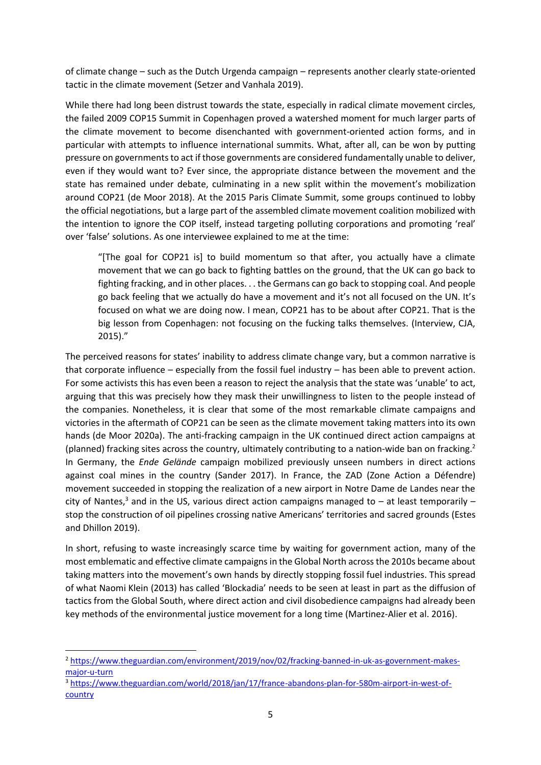of climate change – such as the Dutch Urgenda campaign – represents another clearly state-oriented tactic in the climate movement (Setzer and Vanhala 2019).

While there had long been distrust towards the state, especially in radical climate movement circles, the failed 2009 COP15 Summit in Copenhagen proved a watershed moment for much larger parts of the climate movement to become disenchanted with government-oriented action forms, and in particular with attempts to influence international summits. What, after all, can be won by putting pressure on governments to act if those governments are considered fundamentally unable to deliver, even if they would want to? Ever since, the appropriate distance between the movement and the state has remained under debate, culminating in a new split within the movement's mobilization around COP21 (de Moor 2018). At the 2015 Paris Climate Summit, some groups continued to lobby the official negotiations, but a large part of the assembled climate movement coalition mobilized with the intention to ignore the COP itself, instead targeting polluting corporations and promoting 'real' over 'false' solutions. As one interviewee explained to me at the time:

> "[The goal for COP21 is] to build momentum so that after, you actually have a climate movement that we can go back to fighting battles on the ground, that the UK can go back to fighting fracking, and in other places. . . the Germans can go back to stopping coal. And people go back feeling that we actually do have a movement and it's not all focused on the UN. It's focused on what we are doing now. I mean, COP21 has to be about after COP21. That is the big lesson from Copenhagen: not focusing on the fucking talks themselves. (Interview, CJA, 2015)."

The perceived reasons for states' inability to address climate change vary, but a common narrative is that corporate influence – especially from the fossil fuel industry – has been able to prevent action. For some activists this has even been a reason to reject the analysis that the state was 'unable' to act, arguing that this was precisely how they mask their unwillingness to listen to the people instead of the companies. Nonetheless, it is clear that some of the most remarkable climate campaigns and victories in the aftermath of COP21 can be seen as the climate movement taking matters into its own hands (de Moor 2020a). The anti-fracking campaign in the UK continued direct action campaigns at (planned) fracking sites across the country, ultimately contributing to a nation-wide ban on fracking.[2] In Germany, the *Ende Gelände* campaign mobilized previously unseen numbers in direct actions against coal mines in the country (Sander 2017). In France, the ZAD (Zone Action a Défendre) movement succeeded in stopping the realization of a new airport in Notre Dame de Landes near the city of Nantes,[3] and in the US, various direct action campaigns managed to – at least temporarily – stop the construction of oil pipelines crossing native Americans' territories and sacred grounds (Estes and Dhillon 2019).

In short, refusing to waste increasingly scarce time by waiting for government action, many of the most emblematic and effective climate campaigns in the Global North across the 2010s became about taking matters into the movement's own hands by directly stopping fossil fuel industries. This spread of what Naomi Klein (2013) has called 'Blockadia' needs to be seen at least in part as the diffusion of tactics from the Global South, where direct action and civil disobedience campaigns had already been key methods of the environmental justice movement for a long time (Martinez-Alier et al. 2016).

---

[2] https://www.theguardian.com/environment/2019/nov/02/fracking-banned-in-uk-as-government-makes-major-u-turn

[3] https://www.theguardian.com/world/2018/jan/17/france-abandons-plan-for-580m-airport-in-west-of-country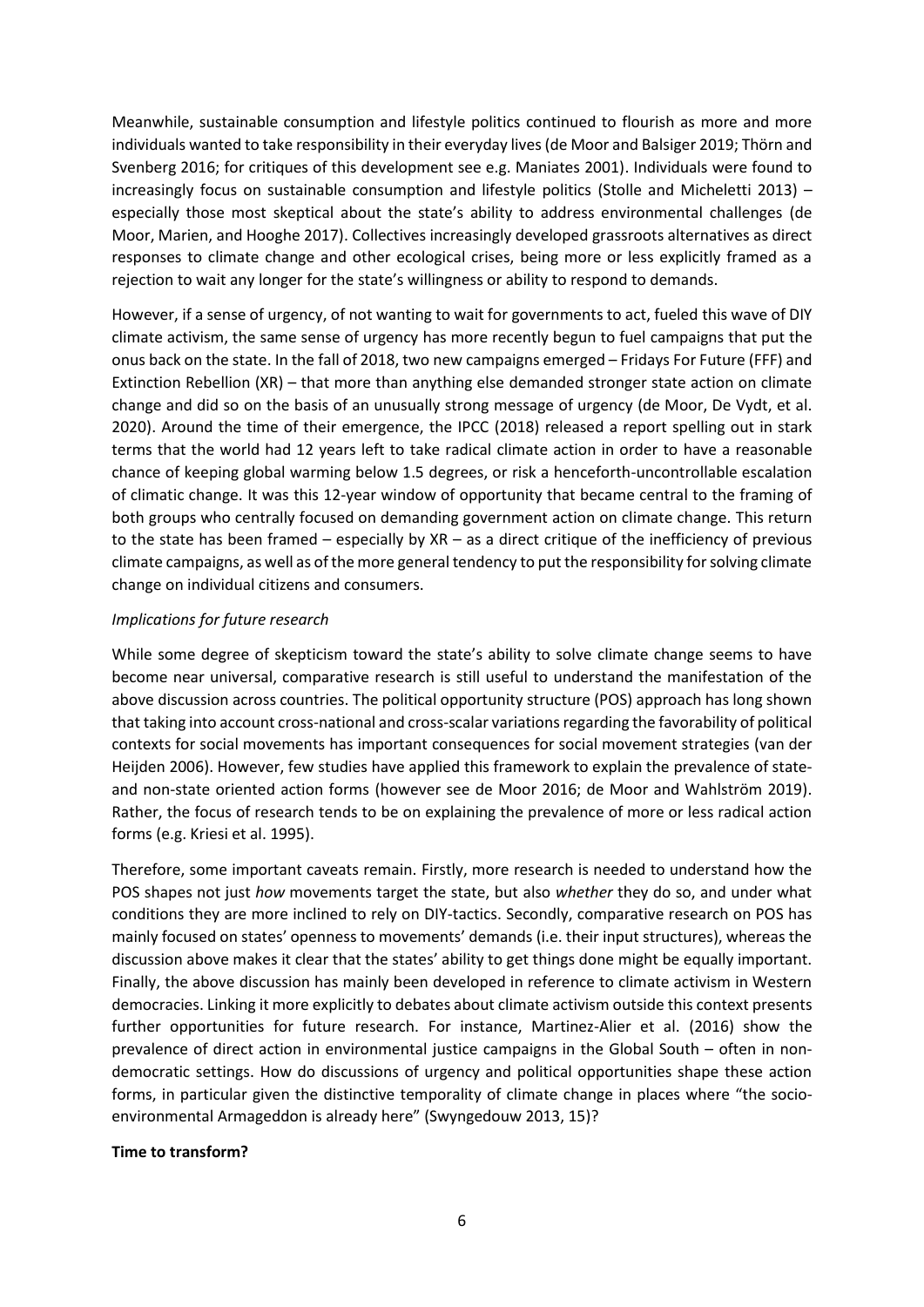Meanwhile, sustainable consumption and lifestyle politics continued to flourish as more and more individuals wanted to take responsibility in their everyday lives (de Moor and Balsiger 2019; Thörn and Svenberg 2016; for critiques of this development see e.g. Maniates 2001). Individuals were found to increasingly focus on sustainable consumption and lifestyle politics (Stolle and Micheletti 2013) – especially those most skeptical about the state's ability to address environmental challenges (de Moor, Marien, and Hooghe 2017). Collectives increasingly developed grassroots alternatives as direct responses to climate change and other ecological crises, being more or less explicitly framed as a rejection to wait any longer for the state's willingness or ability to respond to demands.

However, if a sense of urgency, of not wanting to wait for governments to act, fueled this wave of DIY climate activism, the same sense of urgency has more recently begun to fuel campaigns that put the onus back on the state. In the fall of 2018, two new campaigns emerged – Fridays For Future (FFF) and Extinction Rebellion (XR) – that more than anything else demanded stronger state action on climate change and did so on the basis of an unusually strong message of urgency (de Moor, De Vydt, et al. 2020). Around the time of their emergence, the IPCC (2018) released a report spelling out in stark terms that the world had 12 years left to take radical climate action in order to have a reasonable chance of keeping global warming below 1.5 degrees, or risk a henceforth-uncontrollable escalation of climatic change. It was this 12-year window of opportunity that became central to the framing of both groups who centrally focused on demanding government action on climate change. This return to the state has been framed – especially by XR – as a direct critique of the inefficiency of previous climate campaigns, as well as of the more general tendency to put the responsibility for solving climate change on individual citizens and consumers.

*Implications for future research*

While some degree of skepticism toward the state's ability to solve climate change seems to have become near universal, comparative research is still useful to understand the manifestation of the above discussion across countries. The political opportunity structure (POS) approach has long shown that taking into account cross-national and cross-scalar variations regarding the favorability of political contexts for social movements has important consequences for social movement strategies (van der Heijden 2006). However, few studies have applied this framework to explain the prevalence of state- and non-state oriented action forms (however see de Moor 2016; de Moor and Wahlström 2019). Rather, the focus of research tends to be on explaining the prevalence of more or less radical action forms (e.g. Kriesi et al. 1995).

Therefore, some important caveats remain. Firstly, more research is needed to understand how the POS shapes not just *how* movements target the state, but also *whether* they do so, and under what conditions they are more inclined to rely on DIY-tactics. Secondly, comparative research on POS has mainly focused on states' openness to movements' demands (i.e. their input structures), whereas the discussion above makes it clear that the states' ability to get things done might be equally important. Finally, the above discussion has mainly been developed in reference to climate activism in Western democracies. Linking it more explicitly to debates about climate activism outside this context presents further opportunities for future research. For instance, Martinez-Alier et al. (2016) show the prevalence of direct action in environmental justice campaigns in the Global South – often in non-democratic settings. How do discussions of urgency and political opportunities shape these action forms, in particular given the distinctive temporality of climate change in places where "the socio-environmental Armageddon is already here" (Swyngedouw 2013, 15)?

**Time to transform?**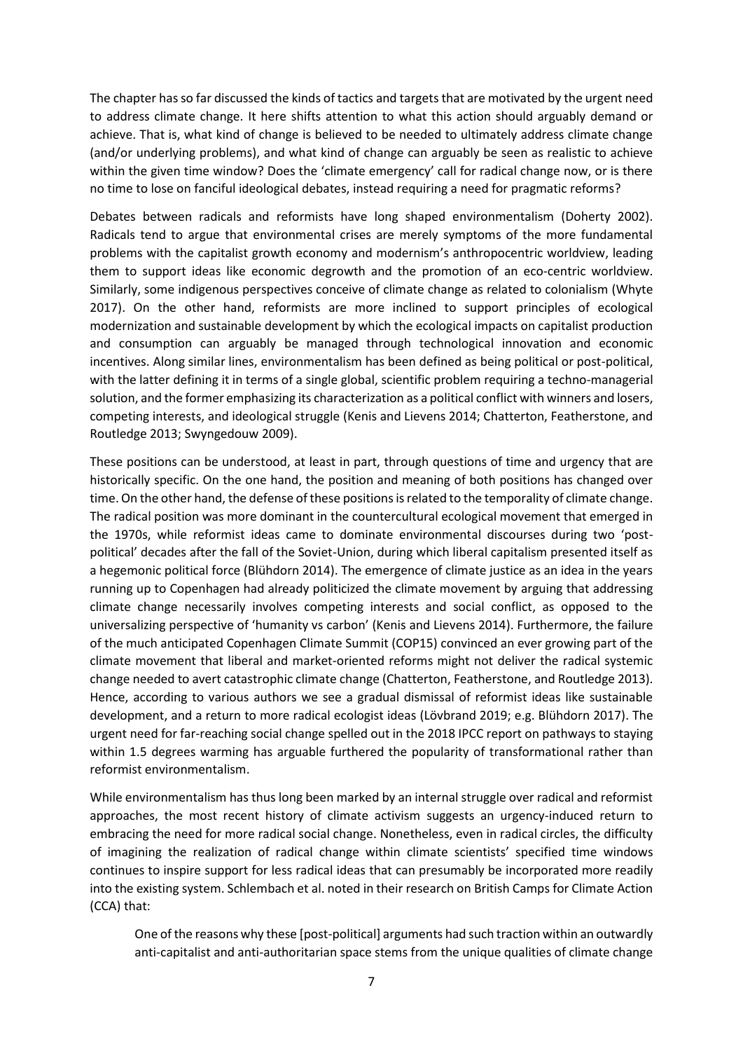The chapter has so far discussed the kinds of tactics and targets that are motivated by the urgent need to address climate change. It here shifts attention to what this action should arguably demand or achieve. That is, what kind of change is believed to be needed to ultimately address climate change (and/or underlying problems), and what kind of change can arguably be seen as realistic to achieve within the given time window? Does the 'climate emergency' call for radical change now, or is there no time to lose on fanciful ideological debates, instead requiring a need for pragmatic reforms?

Debates between radicals and reformists have long shaped environmentalism (Doherty 2002). Radicals tend to argue that environmental crises are merely symptoms of the more fundamental problems with the capitalist growth economy and modernism's anthropocentric worldview, leading them to support ideas like economic degrowth and the promotion of an eco-centric worldview. Similarly, some indigenous perspectives conceive of climate change as related to colonialism (Whyte 2017). On the other hand, reformists are more inclined to support principles of ecological modernization and sustainable development by which the ecological impacts on capitalist production and consumption can arguably be managed through technological innovation and economic incentives. Along similar lines, environmentalism has been defined as being political or post-political, with the latter defining it in terms of a single global, scientific problem requiring a techno-managerial solution, and the former emphasizing its characterization as a political conflict with winners and losers, competing interests, and ideological struggle (Kenis and Lievens 2014; Chatterton, Featherstone, and Routledge 2013; Swyngedouw 2009).

These positions can be understood, at least in part, through questions of time and urgency that are historically specific. On the one hand, the position and meaning of both positions has changed over time. On the other hand, the defense of these positions is related to the temporality of climate change. The radical position was more dominant in the countercultural ecological movement that emerged in the 1970s, while reformist ideas came to dominate environmental discourses during two 'post-political' decades after the fall of the Soviet-Union, during which liberal capitalism presented itself as a hegemonic political force (Blühdorn 2014). The emergence of climate justice as an idea in the years running up to Copenhagen had already politicized the climate movement by arguing that addressing climate change necessarily involves competing interests and social conflict, as opposed to the universalizing perspective of 'humanity vs carbon' (Kenis and Lievens 2014). Furthermore, the failure of the much anticipated Copenhagen Climate Summit (COP15) convinced an ever growing part of the climate movement that liberal and market-oriented reforms might not deliver the radical systemic change needed to avert catastrophic climate change (Chatterton, Featherstone, and Routledge 2013). Hence, according to various authors we see a gradual dismissal of reformist ideas like sustainable development, and a return to more radical ecologist ideas (Lövbrand 2019; e.g. Blühdorn 2017). The urgent need for far-reaching social change spelled out in the 2018 IPCC report on pathways to staying within 1.5 degrees warming has arguable furthered the popularity of transformational rather than reformist environmentalism.

While environmentalism has thus long been marked by an internal struggle over radical and reformist approaches, the most recent history of climate activism suggests an urgency-induced return to embracing the need for more radical social change. Nonetheless, even in radical circles, the difficulty of imagining the realization of radical change within climate scientists' specified time windows continues to inspire support for less radical ideas that can presumably be incorporated more readily into the existing system. Schlembach et al. noted in their research on British Camps for Climate Action (CCA) that:

> One of the reasons why these [post-political] arguments had such traction within an outwardly anti-capitalist and anti-authoritarian space stems from the unique qualities of climate change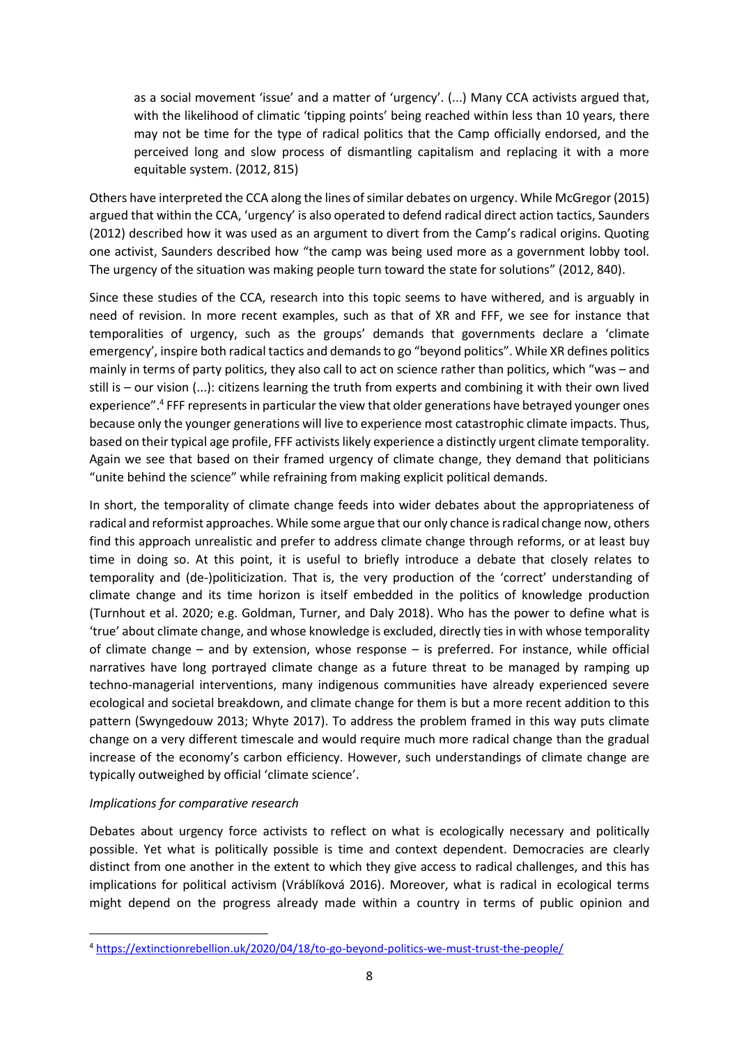> as a social movement 'issue' and a matter of 'urgency'. (...) Many CCA activists argued that, with the likelihood of climatic 'tipping points' being reached within less than 10 years, there may not be time for the type of radical politics that the Camp officially endorsed, and the perceived long and slow process of dismantling capitalism and replacing it with a more equitable system. (2012, 815)

Others have interpreted the CCA along the lines of similar debates on urgency. While McGregor (2015) argued that within the CCA, 'urgency' is also operated to defend radical direct action tactics, Saunders (2012) described how it was used as an argument to divert from the Camp's radical origins. Quoting one activist, Saunders described how "the camp was being used more as a government lobby tool. The urgency of the situation was making people turn toward the state for solutions" (2012, 840).

Since these studies of the CCA, research into this topic seems to have withered, and is arguably in need of revision. In more recent examples, such as that of XR and FFF, we see for instance that temporalities of urgency, such as the groups' demands that governments declare a 'climate emergency', inspire both radical tactics and demands to go "beyond politics". While XR defines politics mainly in terms of party politics, they also call to act on science rather than politics, which "was – and still is – our vision (...): citizens learning the truth from experts and combining it with their own lived experience".[4] FFF represents in particular the view that older generations have betrayed younger ones because only the younger generations will live to experience most catastrophic climate impacts. Thus, based on their typical age profile, FFF activists likely experience a distinctly urgent climate temporality. Again we see that based on their framed urgency of climate change, they demand that politicians "unite behind the science" while refraining from making explicit political demands.

In short, the temporality of climate change feeds into wider debates about the appropriateness of radical and reformist approaches. While some argue that our only chance is radical change now, others find this approach unrealistic and prefer to address climate change through reforms, or at least buy time in doing so. At this point, it is useful to briefly introduce a debate that closely relates to temporality and (de-)politicization. That is, the very production of the 'correct' understanding of climate change and its time horizon is itself embedded in the politics of knowledge production (Turnhout et al. 2020; e.g. Goldman, Turner, and Daly 2018). Who has the power to define what is 'true' about climate change, and whose knowledge is excluded, directly ties in with whose temporality of climate change – and by extension, whose response – is preferred. For instance, while official narratives have long portrayed climate change as a future threat to be managed by ramping up techno-managerial interventions, many indigenous communities have already experienced severe ecological and societal breakdown, and climate change for them is but a more recent addition to this pattern (Swyngedouw 2013; Whyte 2017). To address the problem framed in this way puts climate change on a very different timescale and would require much more radical change than the gradual increase of the economy's carbon efficiency. However, such understandings of climate change are typically outweighed by official 'climate science'.

*Implications for comparative research*

Debates about urgency force activists to reflect on what is ecologically necessary and politically possible. Yet what is politically possible is time and context dependent. Democracies are clearly distinct from one another in the extent to which they give access to radical challenges, and this has implications for political activism (Vráblíková 2016). Moreover, what is radical in ecological terms might depend on the progress already made within a country in terms of public opinion and

---

[4] https://extinctionrebellion.uk/2020/04/18/to-go-beyond-politics-we-must-trust-the-people/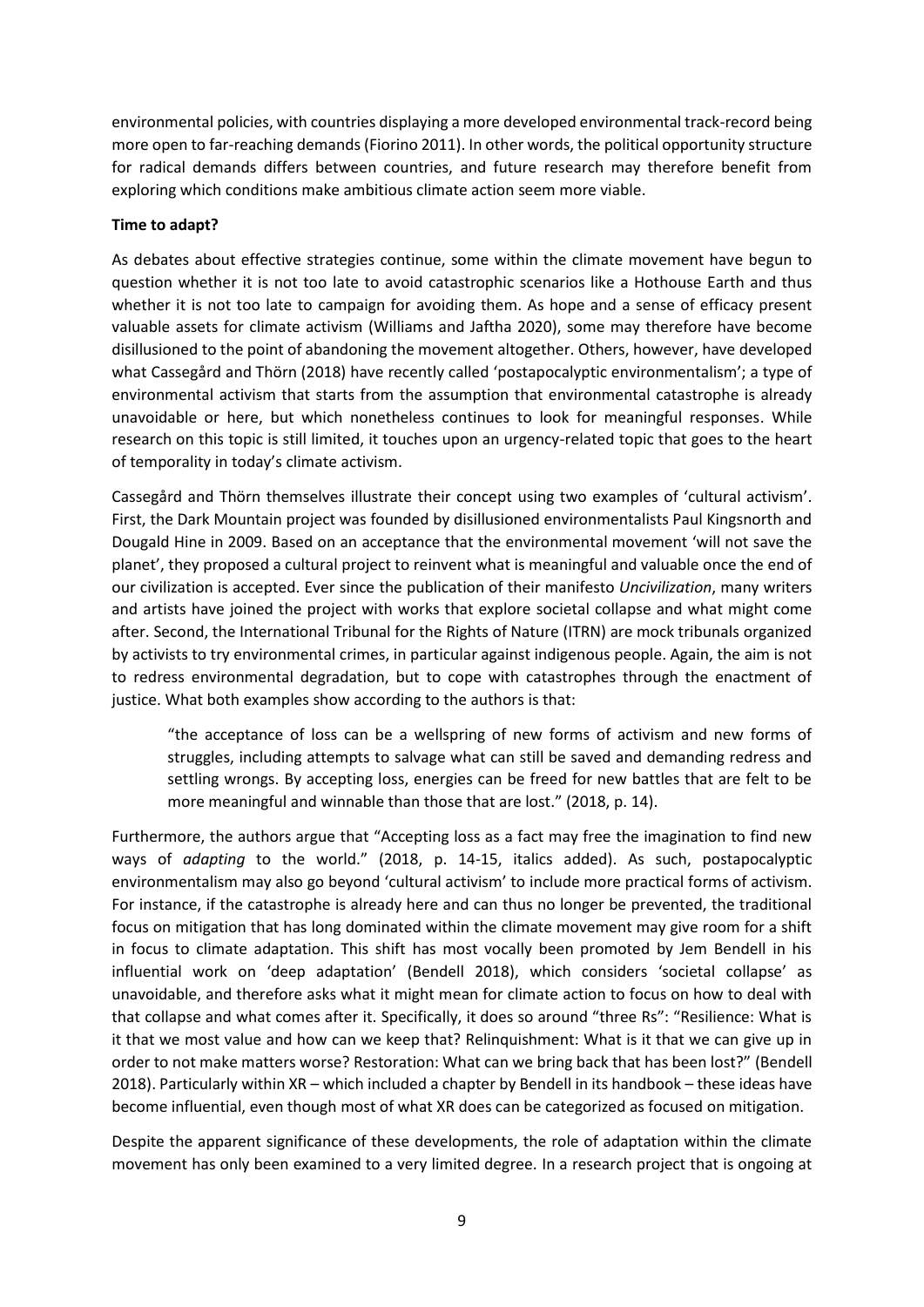environmental policies, with countries displaying a more developed environmental track-record being more open to far-reaching demands (Fiorino 2011). In other words, the political opportunity structure for radical demands differs between countries, and future research may therefore benefit from exploring which conditions make ambitious climate action seem more viable.

**Time to adapt?**

As debates about effective strategies continue, some within the climate movement have begun to question whether it is not too late to avoid catastrophic scenarios like a Hothouse Earth and thus whether it is not too late to campaign for avoiding them. As hope and a sense of efficacy present valuable assets for climate activism (Williams and Jaftha 2020), some may therefore have become disillusioned to the point of abandoning the movement altogether. Others, however, have developed what Cassegård and Thörn (2018) have recently called 'postapocalyptic environmentalism'; a type of environmental activism that starts from the assumption that environmental catastrophe is already unavoidable or here, but which nonetheless continues to look for meaningful responses. While research on this topic is still limited, it touches upon an urgency-related topic that goes to the heart of temporality in today's climate activism.

Cassegård and Thörn themselves illustrate their concept using two examples of 'cultural activism'. First, the Dark Mountain project was founded by disillusioned environmentalists Paul Kingsnorth and Dougald Hine in 2009. Based on an acceptance that the environmental movement 'will not save the planet', they proposed a cultural project to reinvent what is meaningful and valuable once the end of our civilization is accepted. Ever since the publication of their manifesto *Uncivilization*, many writers and artists have joined the project with works that explore societal collapse and what might come after. Second, the International Tribunal for the Rights of Nature (ITRN) are mock tribunals organized by activists to try environmental crimes, in particular against indigenous people. Again, the aim is not to redress environmental degradation, but to cope with catastrophes through the enactment of justice. What both examples show according to the authors is that:

> "the acceptance of loss can be a wellspring of new forms of activism and new forms of struggles, including attempts to salvage what can still be saved and demanding redress and settling wrongs. By accepting loss, energies can be freed for new battles that are felt to be more meaningful and winnable than those that are lost." (2018, p. 14).

Furthermore, the authors argue that "Accepting loss as a fact may free the imagination to find new ways of *adapting* to the world." (2018, p. 14-15, italics added). As such, postapocalyptic environmentalism may also go beyond 'cultural activism' to include more practical forms of activism. For instance, if the catastrophe is already here and can thus no longer be prevented, the traditional focus on mitigation that has long dominated within the climate movement may give room for a shift in focus to climate adaptation. This shift has most vocally been promoted by Jem Bendell in his influential work on 'deep adaptation' (Bendell 2018), which considers 'societal collapse' as unavoidable, and therefore asks what it might mean for climate action to focus on how to deal with that collapse and what comes after it. Specifically, it does so around "three Rs": "Resilience: What is it that we most value and how can we keep that? Relinquishment: What is it that we can give up in order to not make matters worse? Restoration: What can we bring back that has been lost?" (Bendell 2018). Particularly within XR – which included a chapter by Bendell in its handbook – these ideas have become influential, even though most of what XR does can be categorized as focused on mitigation.

Despite the apparent significance of these developments, the role of adaptation within the climate movement has only been examined to a very limited degree. In a research project that is ongoing at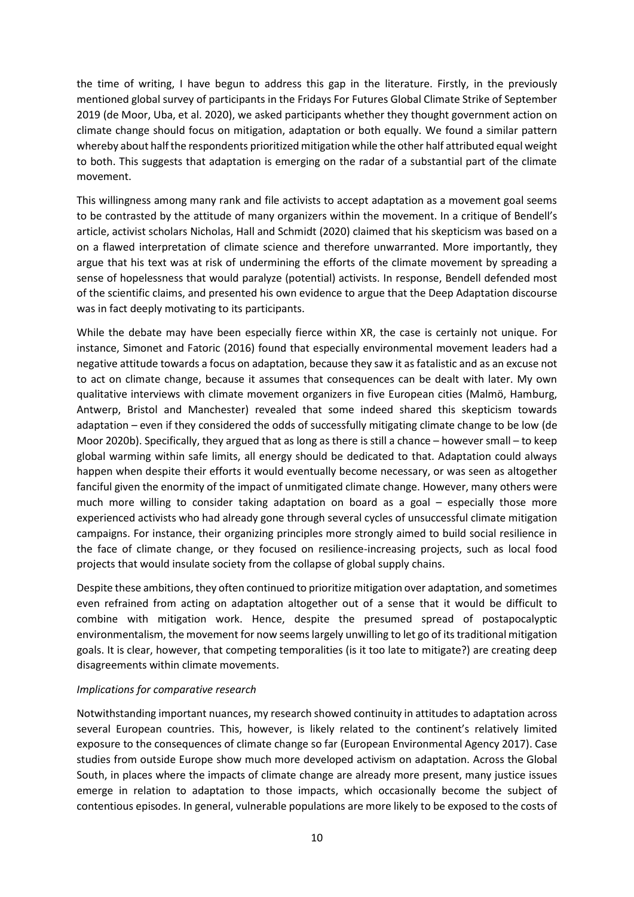the time of writing, I have begun to address this gap in the literature. Firstly, in the previously mentioned global survey of participants in the Fridays For Futures Global Climate Strike of September 2019 (de Moor, Uba, et al. 2020), we asked participants whether they thought government action on climate change should focus on mitigation, adaptation or both equally. We found a similar pattern whereby about half the respondents prioritized mitigation while the other half attributed equal weight to both. This suggests that adaptation is emerging on the radar of a substantial part of the climate movement.

This willingness among many rank and file activists to accept adaptation as a movement goal seems to be contrasted by the attitude of many organizers within the movement. In a critique of Bendell's article, activist scholars Nicholas, Hall and Schmidt (2020) claimed that his skepticism was based on a on a flawed interpretation of climate science and therefore unwarranted. More importantly, they argue that his text was at risk of undermining the efforts of the climate movement by spreading a sense of hopelessness that would paralyze (potential) activists. In response, Bendell defended most of the scientific claims, and presented his own evidence to argue that the Deep Adaptation discourse was in fact deeply motivating to its participants.

While the debate may have been especially fierce within XR, the case is certainly not unique. For instance, Simonet and Fatoric (2016) found that especially environmental movement leaders had a negative attitude towards a focus on adaptation, because they saw it as fatalistic and as an excuse not to act on climate change, because it assumes that consequences can be dealt with later. My own qualitative interviews with climate movement organizers in five European cities (Malmö, Hamburg, Antwerp, Bristol and Manchester) revealed that some indeed shared this skepticism towards adaptation – even if they considered the odds of successfully mitigating climate change to be low (de Moor 2020b). Specifically, they argued that as long as there is still a chance – however small – to keep global warming within safe limits, all energy should be dedicated to that. Adaptation could always happen when despite their efforts it would eventually become necessary, or was seen as altogether fanciful given the enormity of the impact of unmitigated climate change. However, many others were much more willing to consider taking adaptation on board as a goal – especially those more experienced activists who had already gone through several cycles of unsuccessful climate mitigation campaigns. For instance, their organizing principles more strongly aimed to build social resilience in the face of climate change, or they focused on resilience-increasing projects, such as local food projects that would insulate society from the collapse of global supply chains.

Despite these ambitions, they often continued to prioritize mitigation over adaptation, and sometimes even refrained from acting on adaptation altogether out of a sense that it would be difficult to combine with mitigation work. Hence, despite the presumed spread of postapocalyptic environmentalism, the movement for now seems largely unwilling to let go of its traditional mitigation goals. It is clear, however, that competing temporalities (is it too late to mitigate?) are creating deep disagreements within climate movements.

*Implications for comparative research*

Notwithstanding important nuances, my research showed continuity in attitudes to adaptation across several European countries. This, however, is likely related to the continent's relatively limited exposure to the consequences of climate change so far (European Environmental Agency 2017). Case studies from outside Europe show much more developed activism on adaptation. Across the Global South, in places where the impacts of climate change are already more present, many justice issues emerge in relation to adaptation to those impacts, which occasionally become the subject of contentious episodes. In general, vulnerable populations are more likely to be exposed to the costs of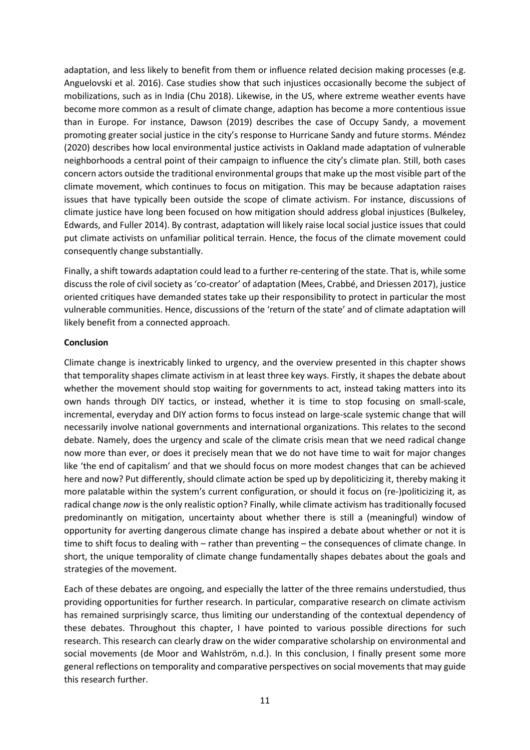adaptation, and less likely to benefit from them or influence related decision making processes (e.g. Anguelovski et al. 2016). Case studies show that such injustices occasionally become the subject of mobilizations, such as in India (Chu 2018). Likewise, in the US, where extreme weather events have become more common as a result of climate change, adaption has become a more contentious issue than in Europe. For instance, Dawson (2019) describes the case of Occupy Sandy, a movement promoting greater social justice in the city's response to Hurricane Sandy and future storms. Méndez (2020) describes how local environmental justice activists in Oakland made adaptation of vulnerable neighborhoods a central point of their campaign to influence the city's climate plan. Still, both cases concern actors outside the traditional environmental groups that make up the most visible part of the climate movement, which continues to focus on mitigation. This may be because adaptation raises issues that have typically been outside the scope of climate activism. For instance, discussions of climate justice have long been focused on how mitigation should address global injustices (Bulkeley, Edwards, and Fuller 2014). By contrast, adaptation will likely raise local social justice issues that could put climate activists on unfamiliar political terrain. Hence, the focus of the climate movement could consequently change substantially.

Finally, a shift towards adaptation could lead to a further re-centering of the state. That is, while some discuss the role of civil society as 'co-creator' of adaptation (Mees, Crabbé, and Driessen 2017), justice oriented critiques have demanded states take up their responsibility to protect in particular the most vulnerable communities. Hence, discussions of the 'return of the state' and of climate adaptation will likely benefit from a connected approach.

**Conclusion**

Climate change is inextricably linked to urgency, and the overview presented in this chapter shows that temporality shapes climate activism in at least three key ways. Firstly, it shapes the debate about whether the movement should stop waiting for governments to act, instead taking matters into its own hands through DIY tactics, or instead, whether it is time to stop focusing on small-scale, incremental, everyday and DIY action forms to focus instead on large-scale systemic change that will necessarily involve national governments and international organizations. This relates to the second debate. Namely, does the urgency and scale of the climate crisis mean that we need radical change now more than ever, or does it precisely mean that we do not have time to wait for major changes like 'the end of capitalism' and that we should focus on more modest changes that can be achieved here and now? Put differently, should climate action be sped up by depoliticizing it, thereby making it more palatable within the system's current configuration, or should it focus on (re-)politicizing it, as radical change *now* is the only realistic option? Finally, while climate activism has traditionally focused predominantly on mitigation, uncertainty about whether there is still a (meaningful) window of opportunity for averting dangerous climate change has inspired a debate about whether or not it is time to shift focus to dealing with – rather than preventing – the consequences of climate change. In short, the unique temporality of climate change fundamentally shapes debates about the goals and strategies of the movement.

Each of these debates are ongoing, and especially the latter of the three remains understudied, thus providing opportunities for further research. In particular, comparative research on climate activism has remained surprisingly scarce, thus limiting our understanding of the contextual dependency of these debates. Throughout this chapter, I have pointed to various possible directions for such research. This research can clearly draw on the wider comparative scholarship on environmental and social movements (de Moor and Wahlström, n.d.). In this conclusion, I finally present some more general reflections on temporality and comparative perspectives on social movements that may guide this research further.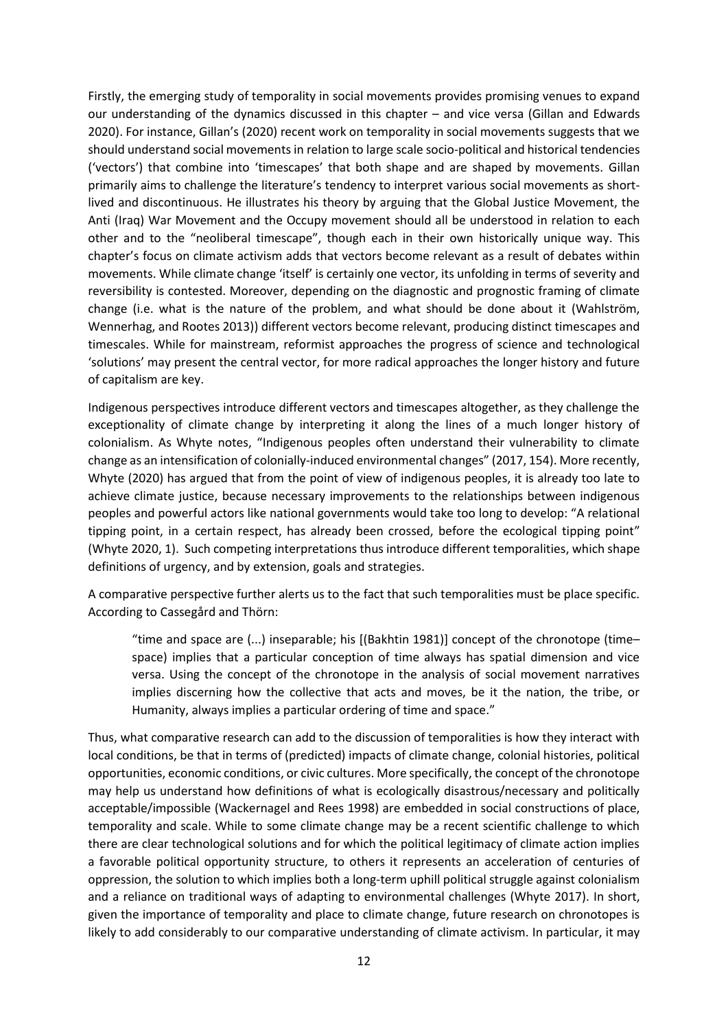Firstly, the emerging study of temporality in social movements provides promising venues to expand our understanding of the dynamics discussed in this chapter – and vice versa (Gillan and Edwards 2020). For instance, Gillan's (2020) recent work on temporality in social movements suggests that we should understand social movements in relation to large scale socio-political and historical tendencies ('vectors') that combine into 'timescapes' that both shape and are shaped by movements. Gillan primarily aims to challenge the literature's tendency to interpret various social movements as short-lived and discontinuous. He illustrates his theory by arguing that the Global Justice Movement, the Anti (Iraq) War Movement and the Occupy movement should all be understood in relation to each other and to the "neoliberal timescape", though each in their own historically unique way. This chapter's focus on climate activism adds that vectors become relevant as a result of debates within movements. While climate change 'itself' is certainly one vector, its unfolding in terms of severity and reversibility is contested. Moreover, depending on the diagnostic and prognostic framing of climate change (i.e. what is the nature of the problem, and what should be done about it (Wahlström, Wennerhag, and Rootes 2013)) different vectors become relevant, producing distinct timescapes and timescales. While for mainstream, reformist approaches the progress of science and technological 'solutions' may present the central vector, for more radical approaches the longer history and future of capitalism are key.

Indigenous perspectives introduce different vectors and timescapes altogether, as they challenge the exceptionality of climate change by interpreting it along the lines of a much longer history of colonialism. As Whyte notes, "Indigenous peoples often understand their vulnerability to climate change as an intensification of colonially-induced environmental changes" (2017, 154). More recently, Whyte (2020) has argued that from the point of view of indigenous peoples, it is already too late to achieve climate justice, because necessary improvements to the relationships between indigenous peoples and powerful actors like national governments would take too long to develop: "A relational tipping point, in a certain respect, has already been crossed, before the ecological tipping point" (Whyte 2020, 1). Such competing interpretations thus introduce different temporalities, which shape definitions of urgency, and by extension, goals and strategies.

A comparative perspective further alerts us to the fact that such temporalities must be place specific. According to Cassegård and Thörn:

> "time and space are (...) inseparable; his [(Bakhtin 1981)] concept of the chronotope (time–space) implies that a particular conception of time always has spatial dimension and vice versa. Using the concept of the chronotope in the analysis of social movement narratives implies discerning how the collective that acts and moves, be it the nation, the tribe, or Humanity, always implies a particular ordering of time and space."

Thus, what comparative research can add to the discussion of temporalities is how they interact with local conditions, be that in terms of (predicted) impacts of climate change, colonial histories, political opportunities, economic conditions, or civic cultures. More specifically, the concept of the chronotope may help us understand how definitions of what is ecologically disastrous/necessary and politically acceptable/impossible (Wackernagel and Rees 1998) are embedded in social constructions of place, temporality and scale. While to some climate change may be a recent scientific challenge to which there are clear technological solutions and for which the political legitimacy of climate action implies a favorable political opportunity structure, to others it represents an acceleration of centuries of oppression, the solution to which implies both a long-term uphill political struggle against colonialism and a reliance on traditional ways of adapting to environmental challenges (Whyte 2017). In short, given the importance of temporality and place to climate change, future research on chronotopes is likely to add considerably to our comparative understanding of climate activism. In particular, it may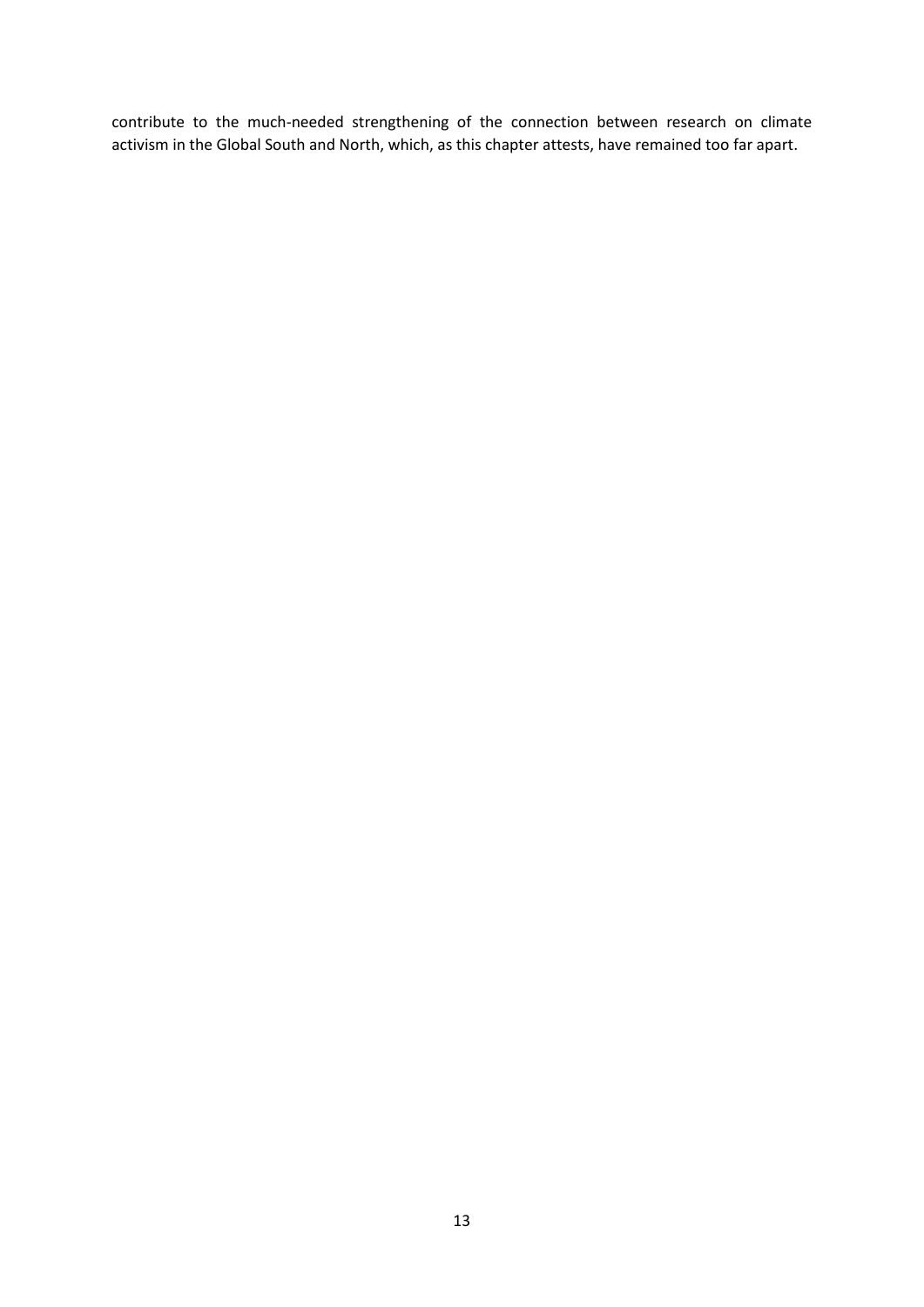contribute to the much-needed strengthening of the connection between research on climate activism in the Global South and North, which, as this chapter attests, have remained too far apart.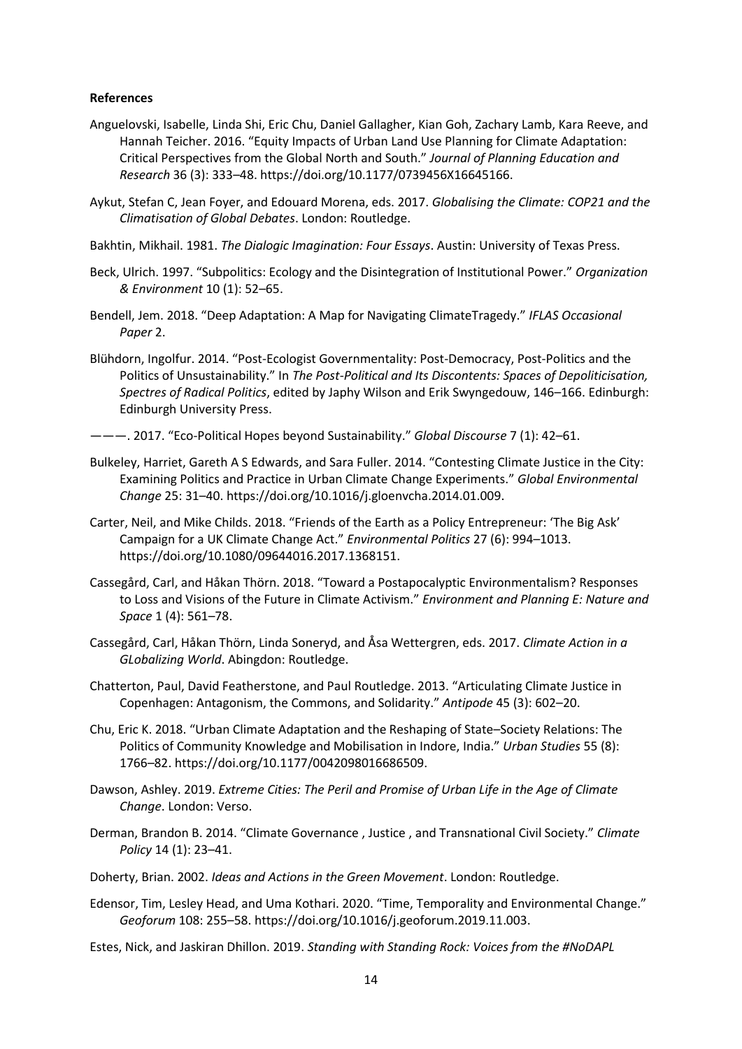**References**

Anguelovski, Isabelle, Linda Shi, Eric Chu, Daniel Gallagher, Kian Goh, Zachary Lamb, Kara Reeve, and Hannah Teicher. 2016. "Equity Impacts of Urban Land Use Planning for Climate Adaptation: Critical Perspectives from the Global North and South." *Journal of Planning Education and Research* 36 (3): 333–48. https://doi.org/10.1177/0739456X16645166.

Aykut, Stefan C, Jean Foyer, and Edouard Morena, eds. 2017. *Globalising the Climate: COP21 and the Climatisation of Global Debates*. London: Routledge.

Bakhtin, Mikhail. 1981. *The Dialogic Imagination: Four Essays*. Austin: University of Texas Press.

Beck, Ulrich. 1997. "Subpolitics: Ecology and the Disintegration of Institutional Power." *Organization & Environment* 10 (1): 52–65.

Bendell, Jem. 2018. "Deep Adaptation: A Map for Navigating ClimateTragedy." *IFLAS Occasional Paper* 2.

Blühdorn, Ingolfur. 2014. "Post-Ecologist Governmentality: Post-Democracy, Post-Politics and the Politics of Unsustainability." In *The Post-Political and Its Discontents: Spaces of Depoliticisation, Spectres of Radical Politics*, edited by Japhy Wilson and Erik Swyngedouw, 146–166. Edinburgh: Edinburgh University Press.

———. 2017. "Eco-Political Hopes beyond Sustainability." *Global Discourse* 7 (1): 42–61.

Bulkeley, Harriet, Gareth A S Edwards, and Sara Fuller. 2014. "Contesting Climate Justice in the City: Examining Politics and Practice in Urban Climate Change Experiments." *Global Environmental Change* 25: 31–40. https://doi.org/10.1016/j.gloenvcha.2014.01.009.

Carter, Neil, and Mike Childs. 2018. "Friends of the Earth as a Policy Entrepreneur: 'The Big Ask' Campaign for a UK Climate Change Act." *Environmental Politics* 27 (6): 994–1013. https://doi.org/10.1080/09644016.2017.1368151.

Cassegård, Carl, and Håkan Thörn. 2018. "Toward a Postapocalyptic Environmentalism? Responses to Loss and Visions of the Future in Climate Activism." *Environment and Planning E: Nature and Space* 1 (4): 561–78.

Cassegård, Carl, Håkan Thörn, Linda Soneryd, and Åsa Wettergren, eds. 2017. *Climate Action in a GLobalizing World*. Abingdon: Routledge.

Chatterton, Paul, David Featherstone, and Paul Routledge. 2013. "Articulating Climate Justice in Copenhagen: Antagonism, the Commons, and Solidarity." *Antipode* 45 (3): 602–20.

Chu, Eric K. 2018. "Urban Climate Adaptation and the Reshaping of State–Society Relations: The Politics of Community Knowledge and Mobilisation in Indore, India." *Urban Studies* 55 (8): 1766–82. https://doi.org/10.1177/0042098016686509.

Dawson, Ashley. 2019. *Extreme Cities: The Peril and Promise of Urban Life in the Age of Climate Change*. London: Verso.

Derman, Brandon B. 2014. "Climate Governance , Justice , and Transnational Civil Society." *Climate Policy* 14 (1): 23–41.

Doherty, Brian. 2002. *Ideas and Actions in the Green Movement*. London: Routledge.

Edensor, Tim, Lesley Head, and Uma Kothari. 2020. "Time, Temporality and Environmental Change." *Geoforum* 108: 255–58. https://doi.org/10.1016/j.geoforum.2019.11.003.

Estes, Nick, and Jaskiran Dhillon. 2019. *Standing with Standing Rock: Voices from the #NoDAPL*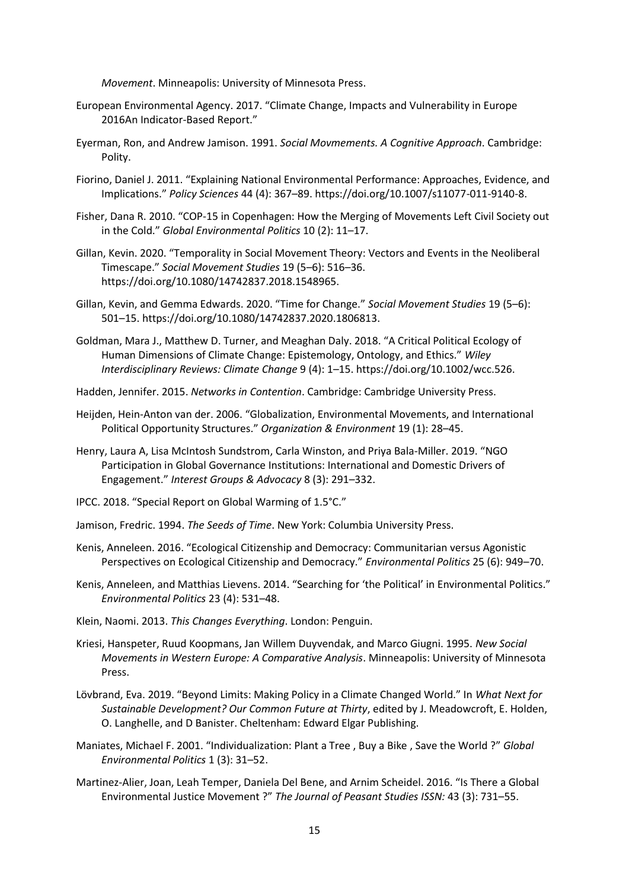*Movement*. Minneapolis: University of Minnesota Press.

European Environmental Agency. 2017. "Climate Change, Impacts and Vulnerability in Europe 2016An Indicator-Based Report."

Eyerman, Ron, and Andrew Jamison. 1991. *Social Movmements. A Cognitive Approach*. Cambridge: Polity.

Fiorino, Daniel J. 2011. "Explaining National Environmental Performance: Approaches, Evidence, and Implications." *Policy Sciences* 44 (4): 367–89. https://doi.org/10.1007/s11077-011-9140-8.

Fisher, Dana R. 2010. "COP-15 in Copenhagen: How the Merging of Movements Left Civil Society out in the Cold." *Global Environmental Politics* 10 (2): 11–17.

Gillan, Kevin. 2020. "Temporality in Social Movement Theory: Vectors and Events in the Neoliberal Timescape." *Social Movement Studies* 19 (5–6): 516–36. https://doi.org/10.1080/14742837.2018.1548965.

Gillan, Kevin, and Gemma Edwards. 2020. "Time for Change." *Social Movement Studies* 19 (5–6): 501–15. https://doi.org/10.1080/14742837.2020.1806813.

Goldman, Mara J., Matthew D. Turner, and Meaghan Daly. 2018. "A Critical Political Ecology of Human Dimensions of Climate Change: Epistemology, Ontology, and Ethics." *Wiley Interdisciplinary Reviews: Climate Change* 9 (4): 1–15. https://doi.org/10.1002/wcc.526.

Hadden, Jennifer. 2015. *Networks in Contention*. Cambridge: Cambridge University Press.

Heijden, Hein-Anton van der. 2006. "Globalization, Environmental Movements, and International Political Opportunity Structures." *Organization & Environment* 19 (1): 28–45.

Henry, Laura A, Lisa McIntosh Sundstrom, Carla Winston, and Priya Bala-Miller. 2019. "NGO Participation in Global Governance Institutions: International and Domestic Drivers of Engagement." *Interest Groups & Advocacy* 8 (3): 291–332.

IPCC. 2018. "Special Report on Global Warming of 1.5°C."

Jamison, Fredric. 1994. *The Seeds of Time*. New York: Columbia University Press.

Kenis, Anneleen. 2016. "Ecological Citizenship and Democracy: Communitarian versus Agonistic Perspectives on Ecological Citizenship and Democracy." *Environmental Politics* 25 (6): 949–70.

Kenis, Anneleen, and Matthias Lievens. 2014. "Searching for 'the Political' in Environmental Politics." *Environmental Politics* 23 (4): 531–48.

Klein, Naomi. 2013. *This Changes Everything*. London: Penguin.

Kriesi, Hanspeter, Ruud Koopmans, Jan Willem Duyvendak, and Marco Giugni. 1995. *New Social Movements in Western Europe: A Comparative Analysis*. Minneapolis: University of Minnesota Press.

Lövbrand, Eva. 2019. "Beyond Limits: Making Policy in a Climate Changed World." In *What Next for Sustainable Development? Our Common Future at Thirty*, edited by J. Meadowcroft, E. Holden, O. Langhelle, and D Banister. Cheltenham: Edward Elgar Publishing.

Maniates, Michael F. 2001. "Individualization: Plant a Tree , Buy a Bike , Save the World ?" *Global Environmental Politics* 1 (3): 31–52.

Martinez-Alier, Joan, Leah Temper, Daniela Del Bene, and Arnim Scheidel. 2016. "Is There a Global Environmental Justice Movement ?" *The Journal of Peasant Studies ISSN:* 43 (3): 731–55.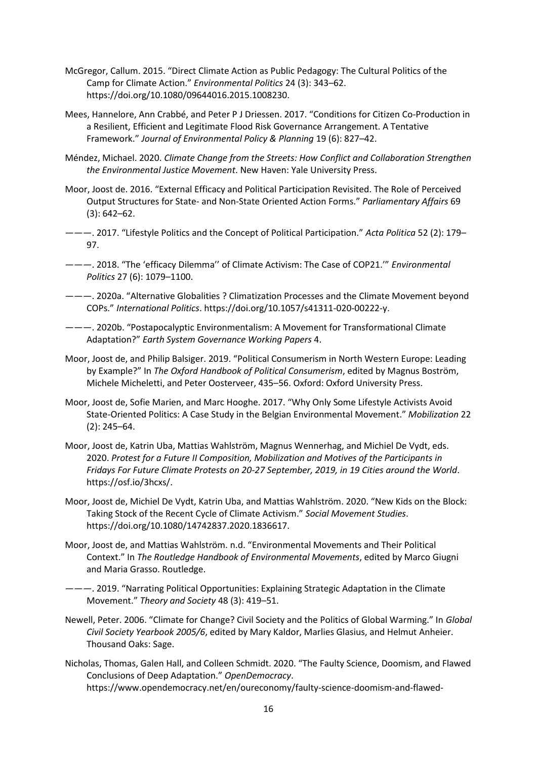McGregor, Callum. 2015. "Direct Climate Action as Public Pedagogy: The Cultural Politics of the Camp for Climate Action." *Environmental Politics* 24 (3): 343–62. https://doi.org/10.1080/09644016.2015.1008230.

Mees, Hannelore, Ann Crabbé, and Peter P J Driessen. 2017. "Conditions for Citizen Co-Production in a Resilient, Efficient and Legitimate Flood Risk Governance Arrangement. A Tentative Framework." *Journal of Environmental Policy & Planning* 19 (6): 827–42.

Méndez, Michael. 2020. *Climate Change from the Streets: How Conflict and Collaboration Strengthen the Environmental Justice Movement*. New Haven: Yale University Press.

Moor, Joost de. 2016. "External Efficacy and Political Participation Revisited. The Role of Perceived Output Structures for State- and Non-State Oriented Action Forms." *Parliamentary Affairs* 69 (3): 642–62.

———. 2017. "Lifestyle Politics and the Concept of Political Participation." *Acta Politica* 52 (2): 179–97.

———. 2018. "The 'efficacy Dilemma'' of Climate Activism: The Case of COP21.'" *Environmental Politics* 27 (6): 1079–1100.

———. 2020a. "Alternative Globalities ? Climatization Processes and the Climate Movement beyond COPs." *International Politics*. https://doi.org/10.1057/s41311-020-00222-y.

———. 2020b. "Postapocalyptic Environmentalism: A Movement for Transformational Climate Adaptation?" *Earth System Governance Working Papers* 4.

Moor, Joost de, and Philip Balsiger. 2019. "Political Consumerism in North Western Europe: Leading by Example?" In *The Oxford Handbook of Political Consumerism*, edited by Magnus Boström, Michele Micheletti, and Peter Oosterveer, 435–56. Oxford: Oxford University Press.

Moor, Joost de, Sofie Marien, and Marc Hooghe. 2017. "Why Only Some Lifestyle Activists Avoid State-Oriented Politics: A Case Study in the Belgian Environmental Movement." *Mobilization* 22 (2): 245–64.

Moor, Joost de, Katrin Uba, Mattias Wahlström, Magnus Wennerhag, and Michiel De Vydt, eds. 2020. *Protest for a Future II Composition, Mobilization and Motives of the Participants in Fridays For Future Climate Protests on 20-27 September, 2019, in 19 Cities around the World*. https://osf.io/3hcxs/.

Moor, Joost de, Michiel De Vydt, Katrin Uba, and Mattias Wahlström. 2020. "New Kids on the Block: Taking Stock of the Recent Cycle of Climate Activism." *Social Movement Studies*. https://doi.org/10.1080/14742837.2020.1836617.

Moor, Joost de, and Mattias Wahlström. n.d. "Environmental Movements and Their Political Context." In *The Routledge Handbook of Environmental Movements*, edited by Marco Giugni and Maria Grasso. Routledge.

———. 2019. "Narrating Political Opportunities: Explaining Strategic Adaptation in the Climate Movement." *Theory and Society* 48 (3): 419–51.

Newell, Peter. 2006. "Climate for Change? Civil Society and the Politics of Global Warming." In *Global Civil Society Yearbook 2005/6*, edited by Mary Kaldor, Marlies Glasius, and Helmut Anheier. Thousand Oaks: Sage.

Nicholas, Thomas, Galen Hall, and Colleen Schmidt. 2020. "The Faulty Science, Doomism, and Flawed Conclusions of Deep Adaptation." *OpenDemocracy*. https://www.opendemocracy.net/en/oureconomy/faulty-science-doomism-and-flawed-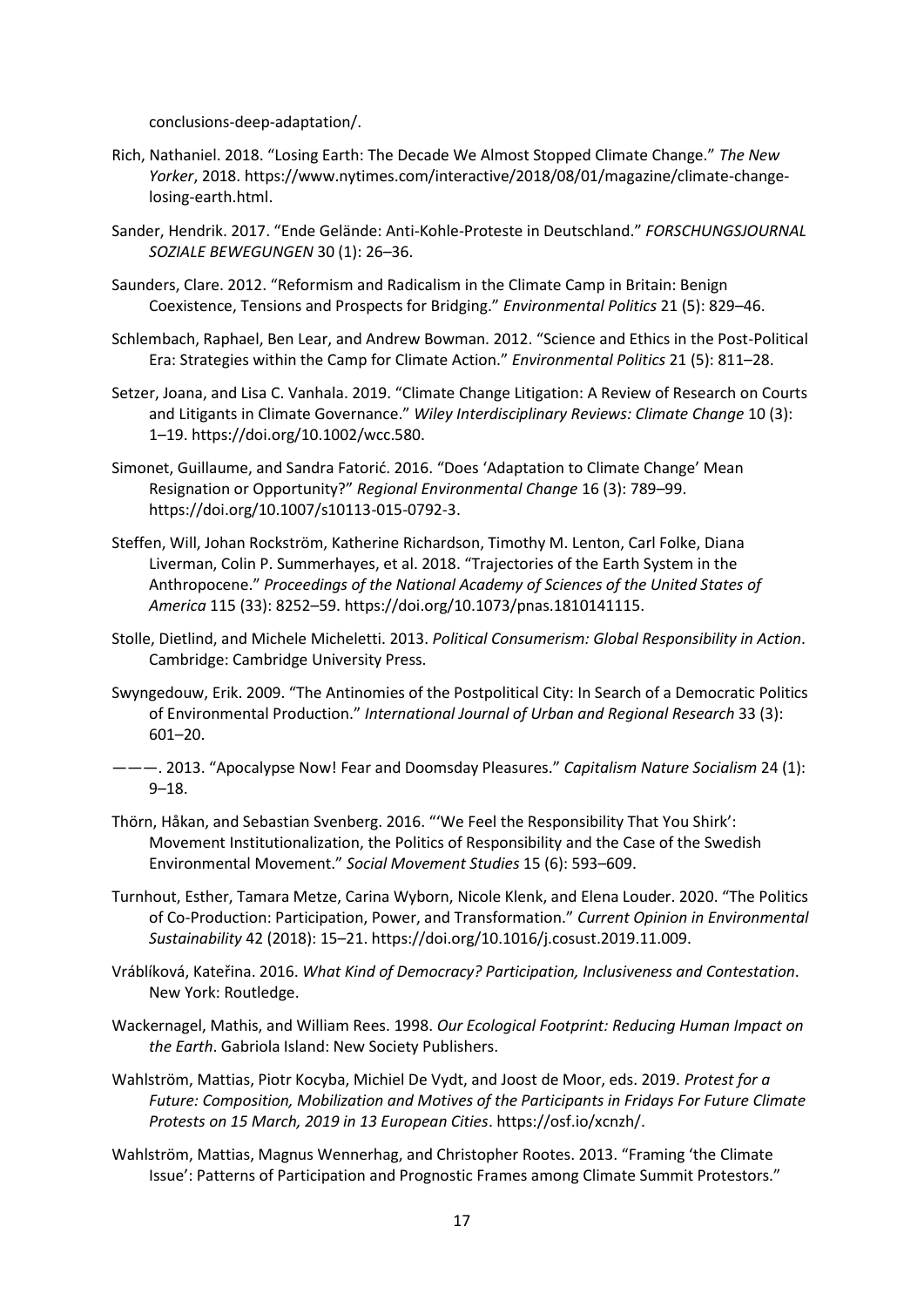conclusions-deep-adaptation/.

Rich, Nathaniel. 2018. "Losing Earth: The Decade We Almost Stopped Climate Change." *The New Yorker*, 2018. https://www.nytimes.com/interactive/2018/08/01/magazine/climate-change-losing-earth.html.

Sander, Hendrik. 2017. "Ende Gelände: Anti-Kohle-Proteste in Deutschland." *FORSCHUNGSJOURNAL SOZIALE BEWEGUNGEN* 30 (1): 26–36.

Saunders, Clare. 2012. "Reformism and Radicalism in the Climate Camp in Britain: Benign Coexistence, Tensions and Prospects for Bridging." *Environmental Politics* 21 (5): 829–46.

Schlembach, Raphael, Ben Lear, and Andrew Bowman. 2012. "Science and Ethics in the Post-Political Era: Strategies within the Camp for Climate Action." *Environmental Politics* 21 (5): 811–28.

Setzer, Joana, and Lisa C. Vanhala. 2019. "Climate Change Litigation: A Review of Research on Courts and Litigants in Climate Governance." *Wiley Interdisciplinary Reviews: Climate Change* 10 (3): 1–19. https://doi.org/10.1002/wcc.580.

Simonet, Guillaume, and Sandra Fatorić. 2016. "Does 'Adaptation to Climate Change' Mean Resignation or Opportunity?" *Regional Environmental Change* 16 (3): 789–99. https://doi.org/10.1007/s10113-015-0792-3.

Steffen, Will, Johan Rockström, Katherine Richardson, Timothy M. Lenton, Carl Folke, Diana Liverman, Colin P. Summerhayes, et al. 2018. "Trajectories of the Earth System in the Anthropocene." *Proceedings of the National Academy of Sciences of the United States of America* 115 (33): 8252–59. https://doi.org/10.1073/pnas.1810141115.

Stolle, Dietlind, and Michele Micheletti. 2013. *Political Consumerism: Global Responsibility in Action*. Cambridge: Cambridge University Press.

Swyngedouw, Erik. 2009. "The Antinomies of the Postpolitical City: In Search of a Democratic Politics of Environmental Production." *International Journal of Urban and Regional Research* 33 (3): 601–20.

———. 2013. "Apocalypse Now! Fear and Doomsday Pleasures." *Capitalism Nature Socialism* 24 (1): 9–18.

Thörn, Håkan, and Sebastian Svenberg. 2016. "'We Feel the Responsibility That You Shirk': Movement Institutionalization, the Politics of Responsibility and the Case of the Swedish Environmental Movement." *Social Movement Studies* 15 (6): 593–609.

Turnhout, Esther, Tamara Metze, Carina Wyborn, Nicole Klenk, and Elena Louder. 2020. "The Politics of Co-Production: Participation, Power, and Transformation." *Current Opinion in Environmental Sustainability* 42 (2018): 15–21. https://doi.org/10.1016/j.cosust.2019.11.009.

Vráblíková, Kateřina. 2016. *What Kind of Democracy? Participation, Inclusiveness and Contestation*. New York: Routledge.

Wackernagel, Mathis, and William Rees. 1998. *Our Ecological Footprint: Reducing Human Impact on the Earth*. Gabriola Island: New Society Publishers.

Wahlström, Mattias, Piotr Kocyba, Michiel De Vydt, and Joost de Moor, eds. 2019. *Protest for a Future: Composition, Mobilization and Motives of the Participants in Fridays For Future Climate Protests on 15 March, 2019 in 13 European Cities*. https://osf.io/xcnzh/.

Wahlström, Mattias, Magnus Wennerhag, and Christopher Rootes. 2013. "Framing 'the Climate Issue': Patterns of Participation and Prognostic Frames among Climate Summit Protestors."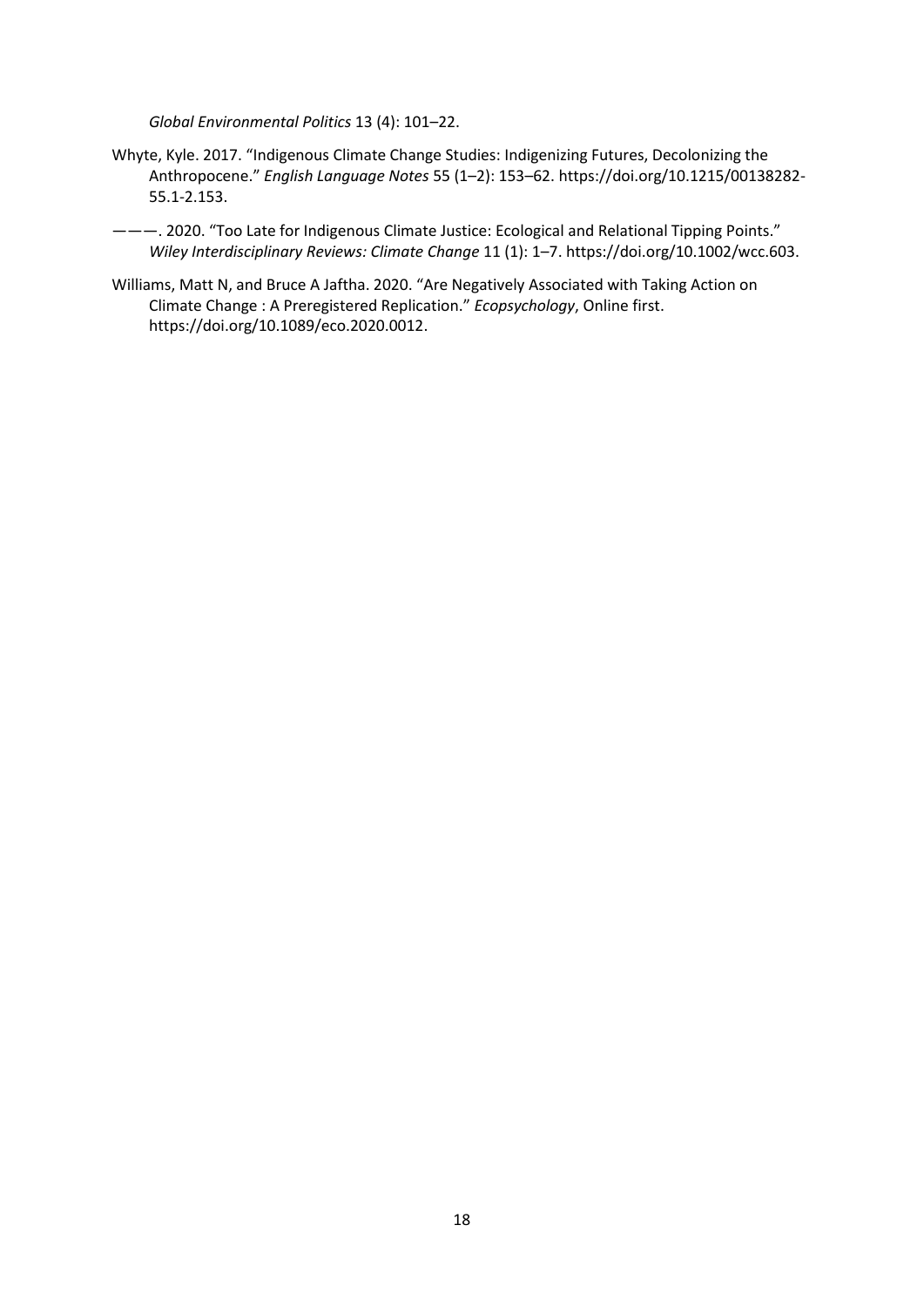*Global Environmental Politics* 13 (4): 101–22.

Whyte, Kyle. 2017. “Indigenous Climate Change Studies: Indigenizing Futures, Decolonizing the Anthropocene.” *English Language Notes* 55 (1–2): 153–62. https://doi.org/10.1215/00138282-55.1-2.153.

———. 2020. “Too Late for Indigenous Climate Justice: Ecological and Relational Tipping Points.” *Wiley Interdisciplinary Reviews: Climate Change* 11 (1): 1–7. https://doi.org/10.1002/wcc.603.

Williams, Matt N, and Bruce A Jaftha. 2020. “Are Negatively Associated with Taking Action on Climate Change : A Preregistered Replication.” *Ecopsychology*, Online first. https://doi.org/10.1089/eco.2020.0012.